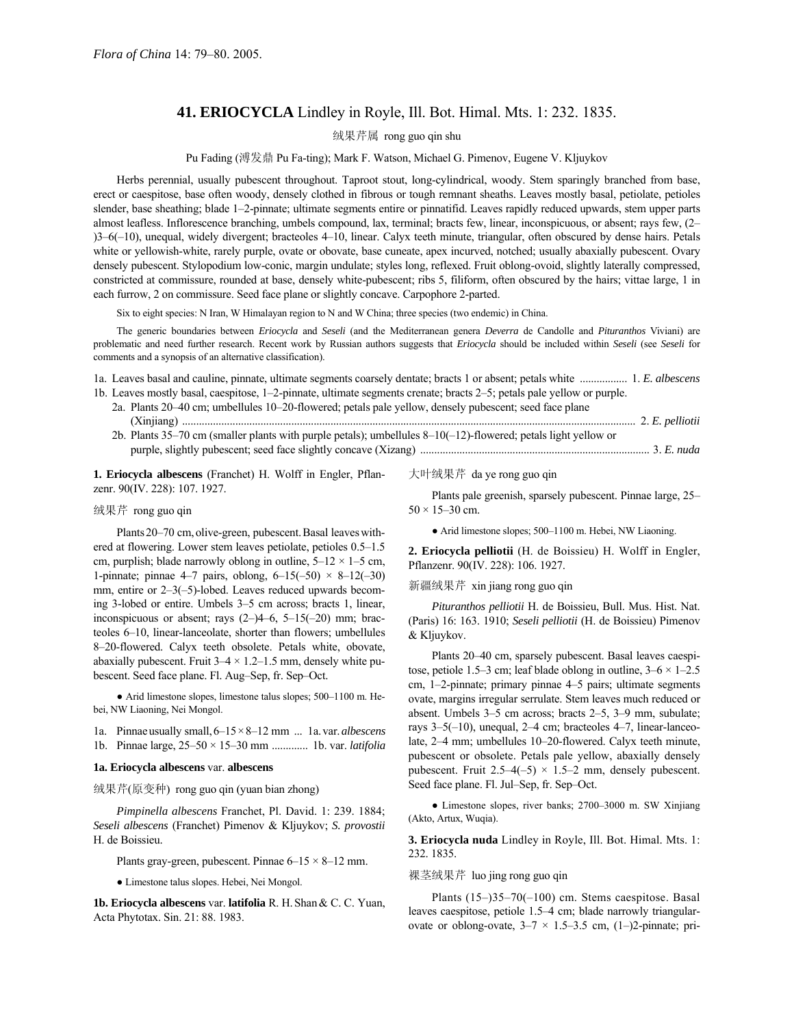*Flora of China* 14: 79–80. 2005.

# 41. ERIOCYCLA Lindley in Royle, Ill. Bot. Himal. Mts. 1: 232. 1835.

绒果芹属 rong guo qin shu

Pu Fading (溥发鼎 Pu Fa-ting); Mark F. Watson, Michael G. Pimenov, Eugene V. Kljuykov

Herbs perennial, usually pubescent throughout. Taproot stout, long-cylindrical, woody. Stem sparingly branched from base, erect or caespitose, base often woody, densely clothed in fibrous or tough remnant sheaths. Leaves mostly basal, petiolate, petioles slender, base sheathing; blade 1–2-pinnate; ultimate segments entire or pinnatifid. Leaves rapidly reduced upwards, stem upper parts almost leafless. Inflorescence branching, umbels compound, lax, terminal; bracts few, linear, inconspicuous, or absent; rays few, (2–)3–6(–10), unequal, widely divergent; bracteoles 4–10, linear. Calyx teeth minute, triangular, often obscured by dense hairs. Petals white or yellowish-white, rarely purple, ovate or obovate, base cuneate, apex incurved, notched; usually abaxially pubescent. Ovary densely pubescent. Stylopodium low-conic, margin undulate; styles long, reflexed. Fruit oblong-ovoid, slightly laterally compressed, constricted at commissure, rounded at base, densely white-pubescent; ribs 5, filiform, often obscured by the hairs; vittae large, 1 in each furrow, 2 on commissure. Seed face plane or slightly concave. Carpophore 2-parted.

Six to eight species: N Iran, W Himalayan region to N and W China; three species (two endemic) in China.

The generic boundaries between *Eriocycla* and *Seseli* (and the Mediterranean genera *Deverra* de Candolle and *Pituranthos* Viviani) are problematic and need further research. Recent work by Russian authors suggests that *Eriocycla* should be included within *Seseli* (see *Seseli* for comments and a synopsis of an alternative classification).

1a. Leaves basal and cauline, pinnate, ultimate segments coarsely dentate; bracts 1 or absent; petals white ................. 1. *E. albescens*
1b. Leaves mostly basal, caespitose, 1–2-pinnate, ultimate segments crenate; bracts 2–5; petals pale yellow or purple.
  2a. Plants 20–40 cm; umbellules 10–20-flowered; petals pale yellow, densely pubescent; seed face plane (Xinjiang) ................................................................................................................................................. 2. *E. pelliotii*
  2b. Plants 35–70 cm (smaller plants with purple petals); umbellules 8–10(–12)-flowered; petals light yellow or purple, slightly pubescent; seed face slightly concave (Xizang) ................................................................................. 3. *E. nuda*

**1. Eriocycla albescens** (Franchet) H. Wolff in Engler, Pflanzenr. 90(IV. 228): 107. 1927.

绒果芹 rong guo qin

Plants 20–70 cm, olive-green, pubescent. Basal leaves withered at flowering. Lower stem leaves petiolate, petioles 0.5–1.5 cm, purplish; blade narrowly oblong in outline, 5–12 × 1–5 cm, 1-pinnate; pinnae 4–7 pairs, oblong, 6–15(–50) × 8–12(–30) mm, entire or 2–3(–5)-lobed. Leaves reduced upwards becoming 3-lobed or entire. Umbels 3–5 cm across; bracts 1, linear, inconspicuous or absent; rays (2–)4–6, 5–15(–20) mm; bracteoles 6–10, linear-lanceolate, shorter than flowers; umbellules 8–20-flowered. Calyx teeth obsolete. Petals white, obovate, abaxially pubescent. Fruit 3–4 × 1.2–1.5 mm, densely white pubescent. Seed face plane. Fl. Aug–Sep, fr. Sep–Oct.

● Arid limestone slopes, limestone talus slopes; 500–1100 m. Hebei, NW Liaoning, Nei Mongol.

1a. Pinnae usually small, 6–15 × 8–12 mm ... 1a. var. *albescens*
1b. Pinnae large, 25–50 × 15–30 mm ............. 1b. var. *latifolia*

**1a. Eriocycla albescens** var. **albescens**

绒果芹(原变种) rong guo qin (yuan bian zhong)

*Pimpinella albescens* Franchet, Pl. David. 1: 239. 1884; *Seseli albescens* (Franchet) Pimenov & Kljuykov; *S. provostii* H. de Boissieu.

Plants gray-green, pubescent. Pinnae 6–15 × 8–12 mm.

● Limestone talus slopes. Hebei, Nei Mongol.

**1b. Eriocycla albescens** var. **latifolia** R. H. Shan & C. C. Yuan, Acta Phytotax. Sin. 21: 88. 1983.

大叶绒果芹 da ye rong guo qin

Plants pale greenish, sparsely pubescent. Pinnae large, 25–50 × 15–30 cm.

● Arid limestone slopes; 500–1100 m. Hebei, NW Liaoning.

**2. Eriocycla pelliotii** (H. de Boissieu) H. Wolff in Engler, Pflanzenr. 90(IV. 228): 106. 1927.

新疆绒果芹 xin jiang rong guo qin

*Pituranthos pelliotii* H. de Boissieu, Bull. Mus. Hist. Nat. (Paris) 16: 163. 1910; *Seseli pelliotii* (H. de Boissieu) Pimenov & Kljuykov.

Plants 20–40 cm, sparsely pubescent. Basal leaves caespitose, petiole 1.5–3 cm; leaf blade oblong in outline, 3–6 × 1–2.5 cm, 1–2-pinnate; primary pinnae 4–5 pairs; ultimate segments ovate, margins irregular serrulate. Stem leaves much reduced or absent. Umbels 3–5 cm across; bracts 2–5, 3–9 mm, subulate; rays 3–5(–10), unequal, 2–4 cm; bracteoles 4–7, linear-lanceolate, 2–4 mm; umbellules 10–20-flowered. Calyx teeth minute, pubescent or obsolete. Petals pale yellow, abaxially densely pubescent. Fruit 2.5–4(–5) × 1.5–2 mm, densely pubescent. Seed face plane. Fl. Jul–Sep, fr. Sep–Oct.

● Limestone slopes, river banks; 2700–3000 m. SW Xinjiang (Akto, Artux, Wuqia).

**3. Eriocycla nuda** Lindley in Royle, Ill. Bot. Himal. Mts. 1: 232. 1835.

裸茎绒果芹 luo jing rong guo qin

Plants (15–)35–70(–100) cm. Stems caespitose. Basal leaves caespitose, petiole 1.5–4 cm; blade narrowly triangular-ovate or oblong-ovate, 3–7 × 1.5–3.5 cm, (1–)2-pinnate; pri-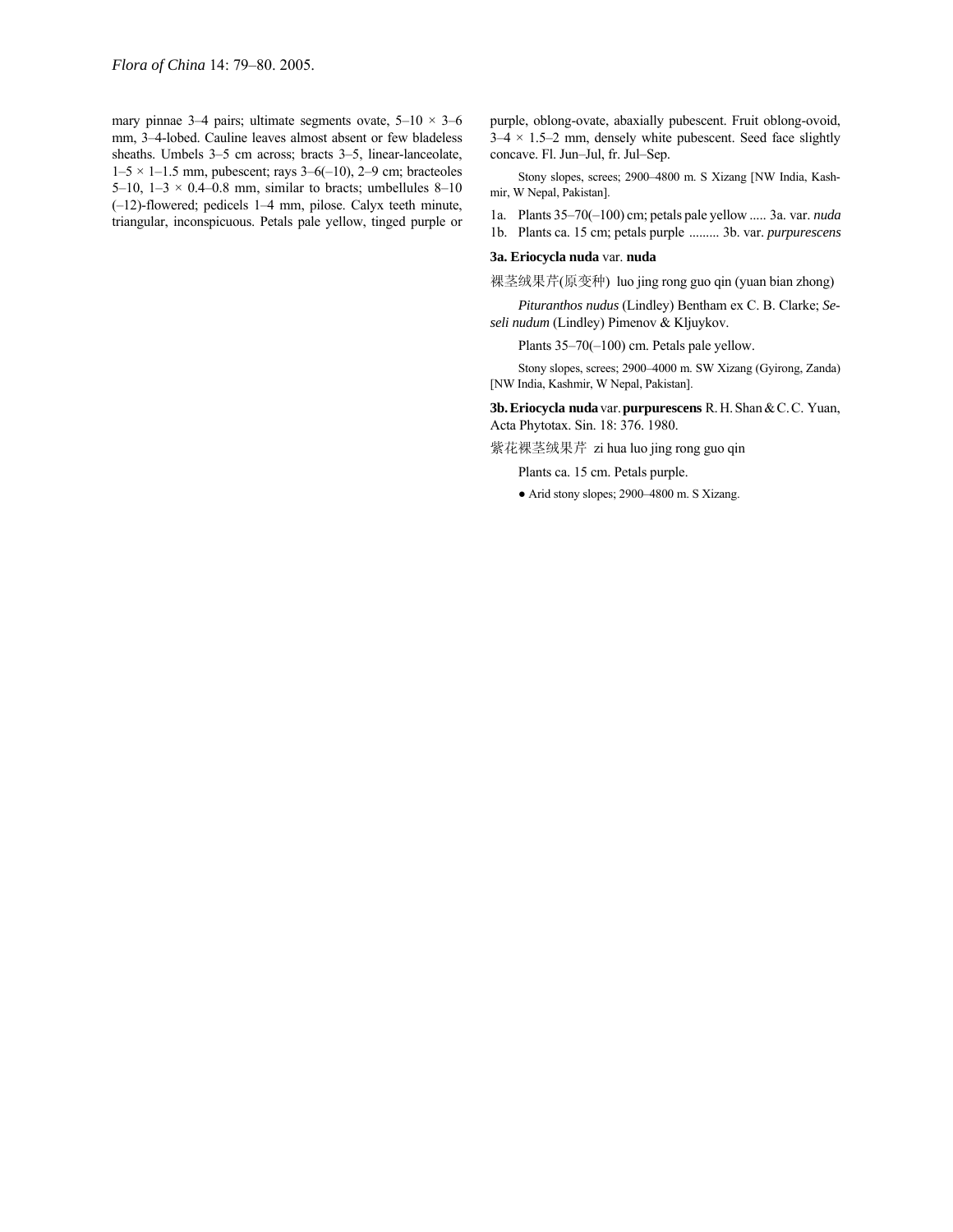mary pinnae 3–4 pairs; ultimate segments ovate, 5–10 × 3–6 mm, 3–4-lobed. Cauline leaves almost absent or few bladeless sheaths. Umbels 3–5 cm across; bracts 3–5, linear-lanceolate, 1–5 × 1–1.5 mm, pubescent; rays 3–6(–10), 2–9 cm; bracteoles 5–10, 1–3 × 0.4–0.8 mm, similar to bracts; umbellules 8–10 (–12)-flowered; pedicels 1–4 mm, pilose. Calyx teeth minute, triangular, inconspicuous. Petals pale yellow, tinged purple or purple, oblong-ovate, abaxially pubescent. Fruit oblong-ovoid, 3–4 × 1.5–2 mm, densely white pubescent. Seed face slightly concave. Fl. Jun–Jul, fr. Jul–Sep.

Stony slopes, screes; 2900–4800 m. S Xizang [NW India, Kashmir, W Nepal, Pakistan].

1a. Plants 35–70(–100) cm; petals pale yellow ..... 3a. var. *nuda*
1b. Plants ca. 15 cm; petals purple ......... 3b. var. *purpurescens*

**3a. Eriocycla nuda** var. **nuda**

裸茎绒果芹(原变种) luo jing rong guo qin (yuan bian zhong)

*Pituranthos nudus* (Lindley) Bentham ex C. B. Clarke; *Seseli nudum* (Lindley) Pimenov & Kljuykov.

Plants 35–70(–100) cm. Petals pale yellow.

Stony slopes, screes; 2900–4000 m. SW Xizang (Gyirong, Zanda) [NW India, Kashmir, W Nepal, Pakistan].

**3b. Eriocycla nuda** var. **purpurescens** R. H. Shan & C. C. Yuan, Acta Phytotax. Sin. 18: 376. 1980.

紫花裸茎绒果芹 zi hua luo jing rong guo qin

Plants ca. 15 cm. Petals purple.

● Arid stony slopes; 2900–4800 m. S Xizang.